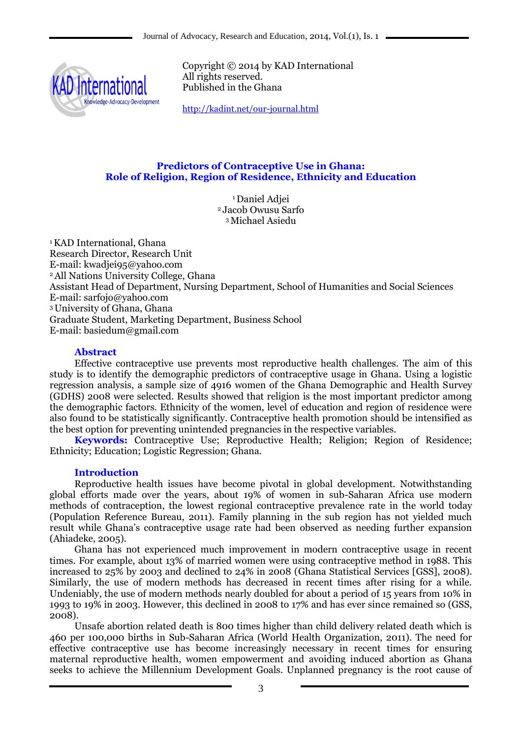Copyright © 2014 by KAD International
All rights reserved.
Published in the Ghana

http://kadint.net/our-journal.html

# Predictors of Contraceptive Use in Ghana: Role of Religion, Region of Residence, Ethnicity and Education

[1] Daniel Adjei
[2] Jacob Owusu Sarfo
[3] Michael Asiedu

[1] KAD International, Ghana
Research Director, Research Unit
E-mail: kwadjei95@yahoo.com
[2] All Nations University College, Ghana
Assistant Head of Department, Nursing Department, School of Humanities and Social Sciences
E-mail: sarfojo@yahoo.com
[3] University of Ghana, Ghana
Graduate Student, Marketing Department, Business School
E-mail: basiedum@gmail.com

## Abstract

Effective contraceptive use prevents most reproductive health challenges. The aim of this study is to identify the demographic predictors of contraceptive usage in Ghana. Using a logistic regression analysis, a sample size of 4916 women of the Ghana Demographic and Health Survey (GDHS) 2008 were selected. Results showed that religion is the most important predictor among the demographic factors. Ethnicity of the women, level of education and region of residence were also found to be statistically significantly. Contraceptive health promotion should be intensified as the best option for preventing unintended pregnancies in the respective variables.

**Keywords:** Contraceptive Use; Reproductive Health; Religion; Region of Residence; Ethnicity; Education; Logistic Regression; Ghana.

## Introduction

Reproductive health issues have become pivotal in global development. Notwithstanding global efforts made over the years, about 19% of women in sub-Saharan Africa use modern methods of contraception, the lowest regional contraceptive prevalence rate in the world today (Population Reference Bureau, 2011). Family planning in the sub region has not yielded much result while Ghana's contraceptive usage rate had been observed as needing further expansion (Ahiadeke, 2005).

Ghana has not experienced much improvement in modern contraceptive usage in recent times. For example, about 13% of married women were using contraceptive method in 1988. This increased to 25% by 2003 and declined to 24% in 2008 (Ghana Statistical Services [GSS], 2008). Similarly, the use of modern methods has decreased in recent times after rising for a while. Undeniably, the use of modern methods nearly doubled for about a period of 15 years from 10% in 1993 to 19% in 2003. However, this declined in 2008 to 17% and has ever since remained so (GSS, 2008).

Unsafe abortion related death is 800 times higher than child delivery related death which is 460 per 100,000 births in Sub-Saharan Africa (World Health Organization, 2011). The need for effective contraceptive use has become increasingly necessary in recent times for ensuring maternal reproductive health, women empowerment and avoiding induced abortion as Ghana seeks to achieve the Millennium Development Goals. Unplanned pregnancy is the root cause of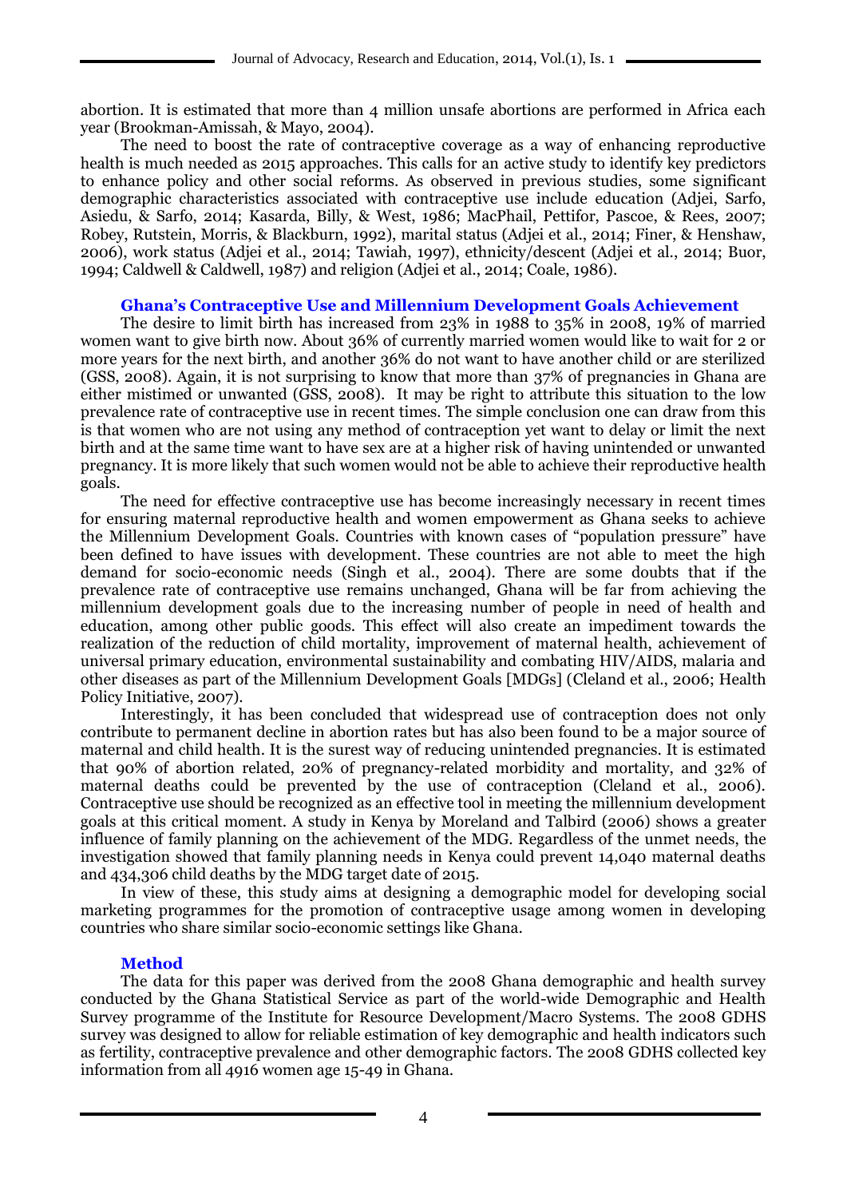abortion. It is estimated that more than 4 million unsafe abortions are performed in Africa each year (Brookman-Amissah, & Mayo, 2004).

The need to boost the rate of contraceptive coverage as a way of enhancing reproductive health is much needed as 2015 approaches. This calls for an active study to identify key predictors to enhance policy and other social reforms. As observed in previous studies, some significant demographic characteristics associated with contraceptive use include education (Adjei, Sarfo, Asiedu, & Sarfo, 2014; Kasarda, Billy, & West, 1986; MacPhail, Pettifor, Pascoe, & Rees, 2007; Robey, Rutstein, Morris, & Blackburn, 1992), marital status (Adjei et al., 2014; Finer, & Henshaw, 2006), work status (Adjei et al., 2014; Tawiah, 1997), ethnicity/descent (Adjei et al., 2014; Buor, 1994; Caldwell & Caldwell, 1987) and religion (Adjei et al., 2014; Coale, 1986).

## Ghana's Contraceptive Use and Millennium Development Goals Achievement

The desire to limit birth has increased from 23% in 1988 to 35% in 2008, 19% of married women want to give birth now. About 36% of currently married women would like to wait for 2 or more years for the next birth, and another 36% do not want to have another child or are sterilized (GSS, 2008). Again, it is not surprising to know that more than 37% of pregnancies in Ghana are either mistimed or unwanted (GSS, 2008). It may be right to attribute this situation to the low prevalence rate of contraceptive use in recent times. The simple conclusion one can draw from this is that women who are not using any method of contraception yet want to delay or limit the next birth and at the same time want to have sex are at a higher risk of having unintended or unwanted pregnancy. It is more likely that such women would not be able to achieve their reproductive health goals.

The need for effective contraceptive use has become increasingly necessary in recent times for ensuring maternal reproductive health and women empowerment as Ghana seeks to achieve the Millennium Development Goals. Countries with known cases of "population pressure" have been defined to have issues with development. These countries are not able to meet the high demand for socio-economic needs (Singh et al., 2004). There are some doubts that if the prevalence rate of contraceptive use remains unchanged, Ghana will be far from achieving the millennium development goals due to the increasing number of people in need of health and education, among other public goods. This effect will also create an impediment towards the realization of the reduction of child mortality, improvement of maternal health, achievement of universal primary education, environmental sustainability and combating HIV/AIDS, malaria and other diseases as part of the Millennium Development Goals [MDGs] (Cleland et al., 2006; Health Policy Initiative, 2007).

Interestingly, it has been concluded that widespread use of contraception does not only contribute to permanent decline in abortion rates but has also been found to be a major source of maternal and child health. It is the surest way of reducing unintended pregnancies. It is estimated that 90% of abortion related, 20% of pregnancy-related morbidity and mortality, and 32% of maternal deaths could be prevented by the use of contraception (Cleland et al., 2006). Contraceptive use should be recognized as an effective tool in meeting the millennium development goals at this critical moment. A study in Kenya by Moreland and Talbird (2006) shows a greater influence of family planning on the achievement of the MDG. Regardless of the unmet needs, the investigation showed that family planning needs in Kenya could prevent 14,040 maternal deaths and 434,306 child deaths by the MDG target date of 2015.

In view of these, this study aims at designing a demographic model for developing social marketing programmes for the promotion of contraceptive usage among women in developing countries who share similar socio-economic settings like Ghana.

## Method

The data for this paper was derived from the 2008 Ghana demographic and health survey conducted by the Ghana Statistical Service as part of the world-wide Demographic and Health Survey programme of the Institute for Resource Development/Macro Systems. The 2008 GDHS survey was designed to allow for reliable estimation of key demographic and health indicators such as fertility, contraceptive prevalence and other demographic factors. The 2008 GDHS collected key information from all 4916 women age 15-49 in Ghana.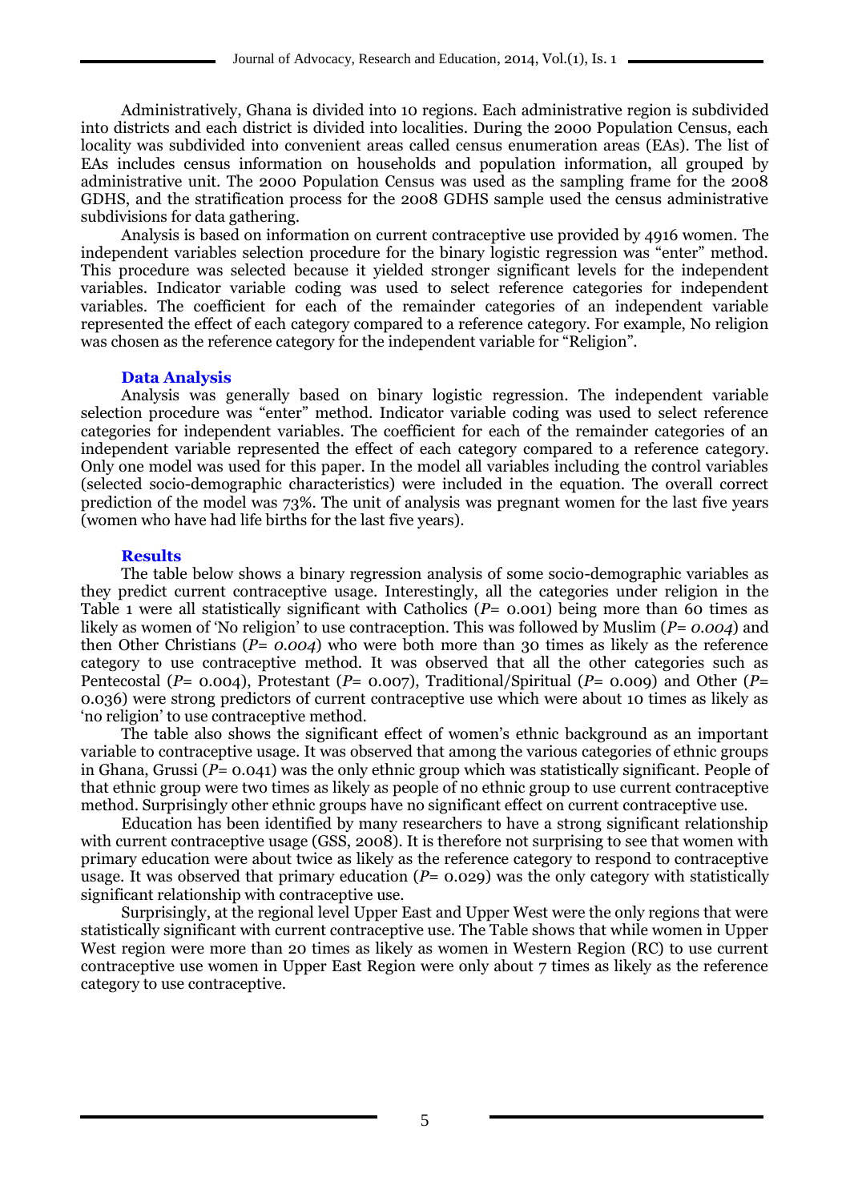Administratively, Ghana is divided into 10 regions. Each administrative region is subdivided into districts and each district is divided into localities. During the 2000 Population Census, each locality was subdivided into convenient areas called census enumeration areas (EAs). The list of EAs includes census information on households and population information, all grouped by administrative unit. The 2000 Population Census was used as the sampling frame for the 2008 GDHS, and the stratification process for the 2008 GDHS sample used the census administrative subdivisions for data gathering.

Analysis is based on information on current contraceptive use provided by 4916 women. The independent variables selection procedure for the binary logistic regression was "enter" method. This procedure was selected because it yielded stronger significant levels for the independent variables. Indicator variable coding was used to select reference categories for independent variables. The coefficient for each of the remainder categories of an independent variable represented the effect of each category compared to a reference category. For example, No religion was chosen as the reference category for the independent variable for "Religion".

### Data Analysis

Analysis was generally based on binary logistic regression. The independent variable selection procedure was "enter" method. Indicator variable coding was used to select reference categories for independent variables. The coefficient for each of the remainder categories of an independent variable represented the effect of each category compared to a reference category. Only one model was used for this paper. In the model all variables including the control variables (selected socio-demographic characteristics) were included in the equation. The overall correct prediction of the model was 73%. The unit of analysis was pregnant women for the last five years (women who have had life births for the last five years).

### Results

The table below shows a binary regression analysis of some socio-demographic variables as they predict current contraceptive usage. Interestingly, all the categories under religion in the Table 1 were all statistically significant with Catholics ($P$= 0.001) being more than 60 times as likely as women of 'No religion' to use contraception. This was followed by Muslim ($P$= *0.004*) and then Other Christians ($P$= *0.004*) who were both more than 30 times as likely as the reference category to use contraceptive method. It was observed that all the other categories such as Pentecostal ($P$= 0.004), Protestant ($P$= 0.007), Traditional/Spiritual ($P$= 0.009) and Other ($P$= 0.036) were strong predictors of current contraceptive use which were about 10 times as likely as 'no religion' to use contraceptive method.

The table also shows the significant effect of women's ethnic background as an important variable to contraceptive usage. It was observed that among the various categories of ethnic groups in Ghana, Grussi ($P$= 0.041) was the only ethnic group which was statistically significant. People of that ethnic group were two times as likely as people of no ethnic group to use current contraceptive method. Surprisingly other ethnic groups have no significant effect on current contraceptive use.

Education has been identified by many researchers to have a strong significant relationship with current contraceptive usage (GSS, 2008). It is therefore not surprising to see that women with primary education were about twice as likely as the reference category to respond to contraceptive usage. It was observed that primary education ($P$= 0.029) was the only category with statistically significant relationship with contraceptive use.

Surprisingly, at the regional level Upper East and Upper West were the only regions that were statistically significant with current contraceptive use. The Table shows that while women in Upper West region were more than 20 times as likely as women in Western Region (RC) to use current contraceptive use women in Upper East Region were only about 7 times as likely as the reference category to use contraceptive.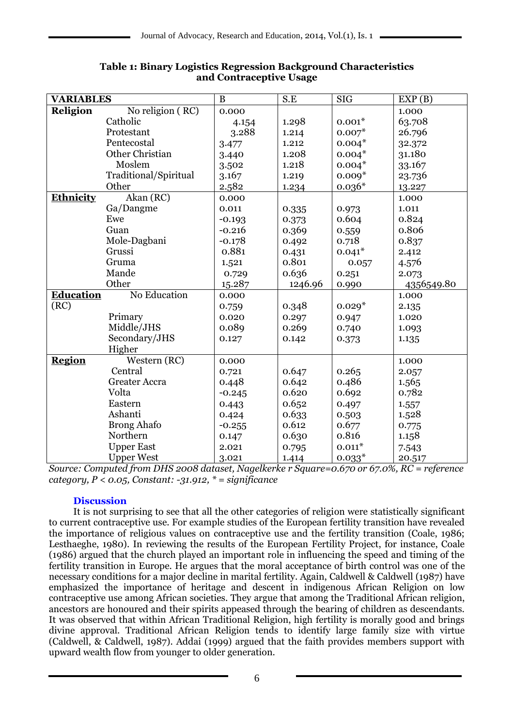**Table 1: Binary Logistics Regression Background Characteristics and Contraceptive Usage**

| VARIABLES | | B | S.E | SIG | EXP (B) |
|---|---|---|---|---|---|
| **Religion** | No religion ( RC) | 0.000 | | | 1.000 |
| | Catholic | 4.154 | 1.298 | 0.001* | 63.708 |
| | Protestant | 3.288 | 1.214 | 0.007* | 26.796 |
| | Pentecostal | 3.477 | 1.212 | 0.004* | 32.372 |
| | Other Christian | 3.440 | 1.208 | 0.004* | 31.180 |
| | Moslem | 3.502 | 1.218 | 0.004* | 33.167 |
| | Traditional/Spiritual | 3.167 | 1.219 | 0.009* | 23.736 |
| | Other | 2.582 | 1.234 | 0.036* | 13.227 |
| **Ethnicity** | Akan (RC) | 0.000 | | | 1.000 |
| | Ga/Dangme | 0.011 | 0.335 | 0.973 | 1.011 |
| | Ewe | -0.193 | 0.373 | 0.604 | 0.824 |
| | Guan | -0.216 | 0.369 | 0.559 | 0.806 |
| | Mole-Dagbani | -0.178 | 0.492 | 0.718 | 0.837 |
| | Grussi | 0.881 | 0.431 | 0.041* | 2.412 |
| | Gruma | 1.521 | 0.801 | 0.057 | 4.576 |
| | Mande | 0.729 | 0.636 | 0.251 | 2.073 |
| | Other | 15.287 | 1246.96 | 0.990 | 4356549.80 |
| **Education** | No Education | 0.000 | | | 1.000 |
| (RC) | | 0.759 | 0.348 | 0.029* | 2.135 |
| | Primary | 0.020 | 0.297 | 0.947 | 1.020 |
| | Middle/JHS | 0.089 | 0.269 | 0.740 | 1.093 |
| | Secondary/JHS | 0.127 | 0.142 | 0.373 | 1.135 |
| | Higher | | | | |
| **Region** | Western (RC) | 0.000 | | | 1.000 |
| | Central | 0.721 | 0.647 | 0.265 | 2.057 |
| | Greater Accra | 0.448 | 0.642 | 0.486 | 1.565 |
| | Volta | -0.245 | 0.620 | 0.692 | 0.782 |
| | Eastern | 0.443 | 0.652 | 0.497 | 1.557 |
| | Ashanti | 0.424 | 0.633 | 0.503 | 1.528 |
| | Brong Ahafo | -0.255 | 0.612 | 0.677 | 0.775 |
| | Northern | 0.147 | 0.630 | 0.816 | 1.158 |
| | Upper East | 2.021 | 0.795 | 0.011* | 7.543 |
| | Upper West | 3.021 | 1.414 | 0.033* | 20.517 |

*Source: Computed from DHS 2008 dataset, Nagelkerke r Square=0.670 or 67.0%, RC = reference category, P < 0.05, Constant: -31.912, * = significance*

### Discussion

It is not surprising to see that all the other categories of religion were statistically significant to current contraceptive use. For example studies of the European fertility transition have revealed the importance of religious values on contraceptive use and the fertility transition (Coale, 1986; Lesthaeghe, 1980). In reviewing the results of the European Fertility Project, for instance, Coale (1986) argued that the church played an important role in influencing the speed and timing of the fertility transition in Europe. He argues that the moral acceptance of birth control was one of the necessary conditions for a major decline in marital fertility. Again, Caldwell & Caldwell (1987) have emphasized the importance of heritage and descent in indigenous African Religion on low contraceptive use among African societies. They argue that among the Traditional African religion, ancestors are honoured and their spirits appeased through the bearing of children as descendants. It was observed that within African Traditional Religion, high fertility is morally good and brings divine approval. Traditional African Religion tends to identify large family size with virtue (Caldwell, & Caldwell, 1987). Addai (1999) argued that the faith provides members support with upward wealth flow from younger to older generation.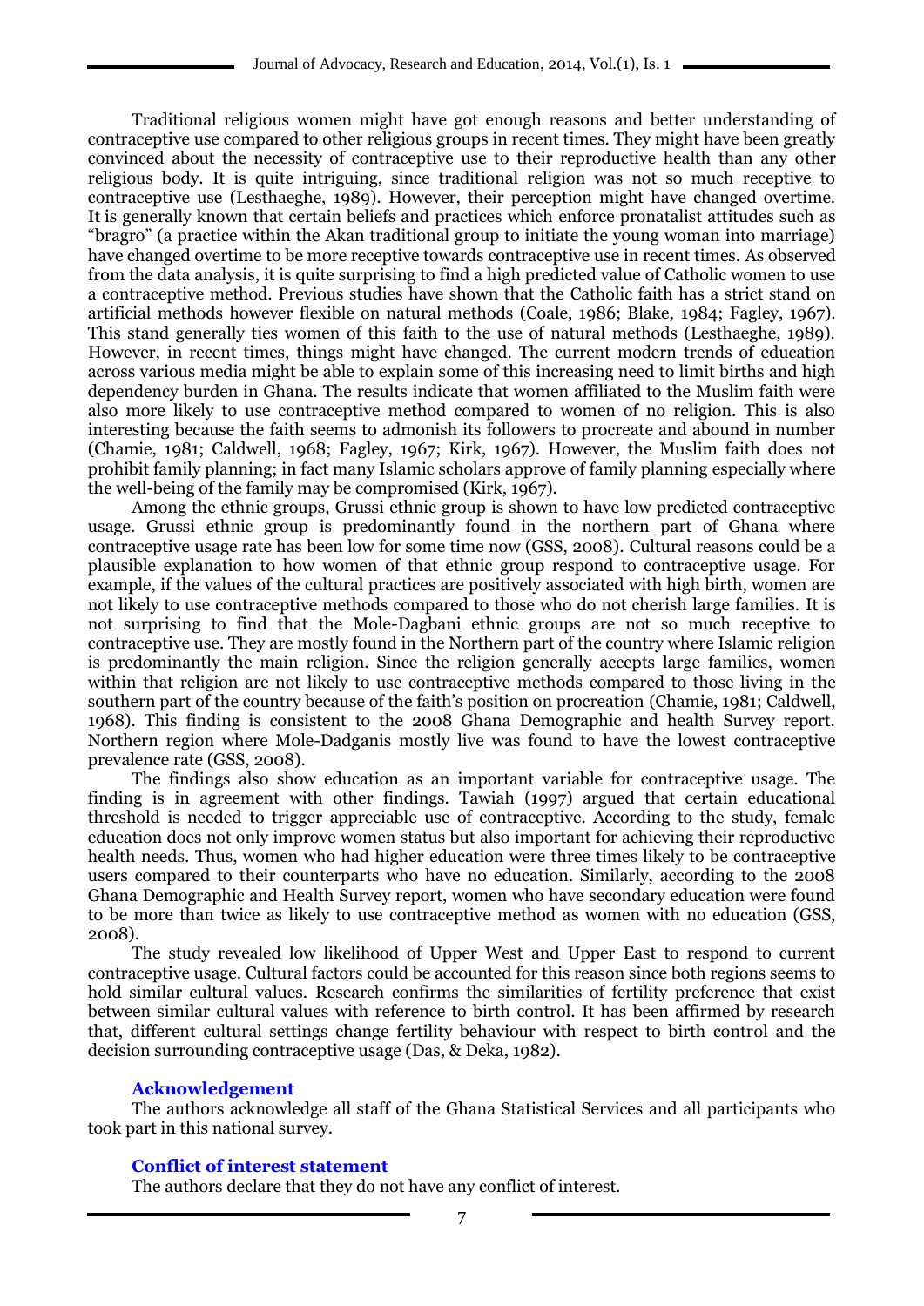Traditional religious women might have got enough reasons and better understanding of contraceptive use compared to other religious groups in recent times. They might have been greatly convinced about the necessity of contraceptive use to their reproductive health than any other religious body. It is quite intriguing, since traditional religion was not so much receptive to contraceptive use (Lesthaeghe, 1989). However, their perception might have changed overtime. It is generally known that certain beliefs and practices which enforce pronatalist attitudes such as "bragro" (a practice within the Akan traditional group to initiate the young woman into marriage) have changed overtime to be more receptive towards contraceptive use in recent times. As observed from the data analysis, it is quite surprising to find a high predicted value of Catholic women to use a contraceptive method. Previous studies have shown that the Catholic faith has a strict stand on artificial methods however flexible on natural methods (Coale, 1986; Blake, 1984; Fagley, 1967). This stand generally ties women of this faith to the use of natural methods (Lesthaeghe, 1989). However, in recent times, things might have changed. The current modern trends of education across various media might be able to explain some of this increasing need to limit births and high dependency burden in Ghana. The results indicate that women affiliated to the Muslim faith were also more likely to use contraceptive method compared to women of no religion. This is also interesting because the faith seems to admonish its followers to procreate and abound in number (Chamie, 1981; Caldwell, 1968; Fagley, 1967; Kirk, 1967). However, the Muslim faith does not prohibit family planning; in fact many Islamic scholars approve of family planning especially where the well-being of the family may be compromised (Kirk, 1967).

Among the ethnic groups, Grussi ethnic group is shown to have low predicted contraceptive usage. Grussi ethnic group is predominantly found in the northern part of Ghana where contraceptive usage rate has been low for some time now (GSS, 2008). Cultural reasons could be a plausible explanation to how women of that ethnic group respond to contraceptive usage. For example, if the values of the cultural practices are positively associated with high birth, women are not likely to use contraceptive methods compared to those who do not cherish large families. It is not surprising to find that the Mole-Dagbani ethnic groups are not so much receptive to contraceptive use. They are mostly found in the Northern part of the country where Islamic religion is predominantly the main religion. Since the religion generally accepts large families, women within that religion are not likely to use contraceptive methods compared to those living in the southern part of the country because of the faith's position on procreation (Chamie, 1981; Caldwell, 1968). This finding is consistent to the 2008 Ghana Demographic and health Survey report. Northern region where Mole-Dadganis mostly live was found to have the lowest contraceptive prevalence rate (GSS, 2008).

The findings also show education as an important variable for contraceptive usage. The finding is in agreement with other findings. Tawiah (1997) argued that certain educational threshold is needed to trigger appreciable use of contraceptive. According to the study, female education does not only improve women status but also important for achieving their reproductive health needs. Thus, women who had higher education were three times likely to be contraceptive users compared to their counterparts who have no education. Similarly, according to the 2008 Ghana Demographic and Health Survey report, women who have secondary education were found to be more than twice as likely to use contraceptive method as women with no education (GSS, 2008).

The study revealed low likelihood of Upper West and Upper East to respond to current contraceptive usage. Cultural factors could be accounted for this reason since both regions seems to hold similar cultural values. Research confirms the similarities of fertility preference that exist between similar cultural values with reference to birth control. It has been affirmed by research that, different cultural settings change fertility behaviour with respect to birth control and the decision surrounding contraceptive usage (Das, & Deka, 1982).

## Acknowledgement

The authors acknowledge all staff of the Ghana Statistical Services and all participants who took part in this national survey.

## Conflict of interest statement

The authors declare that they do not have any conflict of interest.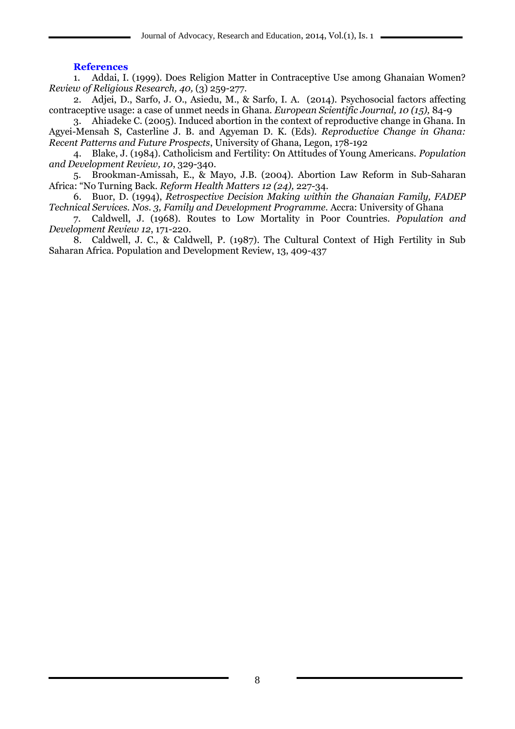## References

1. Addai, I. (1999). Does Religion Matter in Contraceptive Use among Ghanaian Women? *Review of Religious Research, 40,* (3) 259-277.
2. Adjei, D., Sarfo, J. O., Asiedu, M., & Sarfo, I. A. (2014). Psychosocial factors affecting contraceptive usage: a case of unmet needs in Ghana. *European Scientific Journal, 10 (15),* 84-9
3. Ahiadeke C. (2005). Induced abortion in the context of reproductive change in Ghana. In Agyei-Mensah S, Casterline J. B. and Agyeman D. K. (Eds). *Reproductive Change in Ghana: Recent Patterns and Future Prospects*, University of Ghana, Legon, 178-192
4. Blake, J. (1984). Catholicism and Fertility: On Attitudes of Young Americans. *Population and Development Review, 10*, 329-340.
5. Brookman-Amissah, E., & Mayo, J.B. (2004). Abortion Law Reform in Sub-Saharan Africa: "No Turning Back. *Reform Health Matters 12 (24),* 227-34.
6. Buor, D. (1994), *Retrospective Decision Making within the Ghanaian Family, FADEP Technical Services. Nos. 3, Family and Development Programme*. Accra: University of Ghana
7. Caldwell, J. (1968). Routes to Low Mortality in Poor Countries. *Population and Development Review 12*, 171-220.
8. Caldwell, J. C., & Caldwell, P. (1987). The Cultural Context of High Fertility in Sub Saharan Africa. Population and Development Review, 13, 409-437